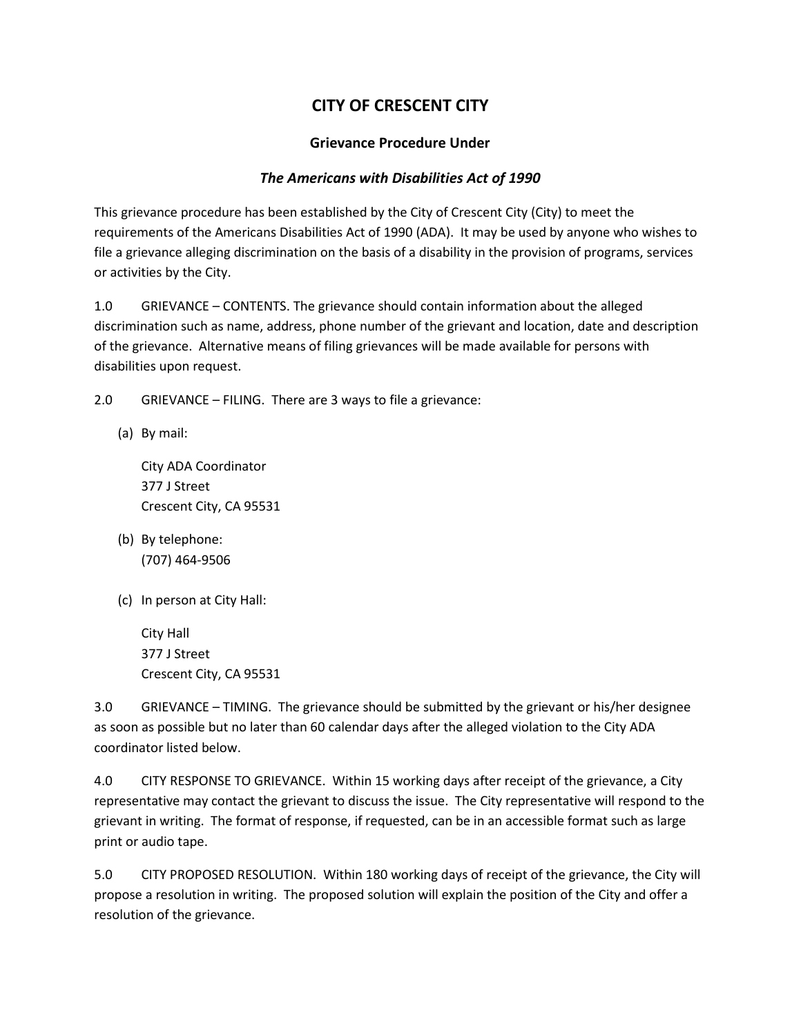# CITY OF CRESCENT CITY

## Grievance Procedure Under

### *The Americans with Disabilities Act of 1990*

This grievance procedure has been established by the City of Crescent City (City) to meet the requirements of the Americans Disabilities Act of 1990 (ADA). It may be used by anyone who wishes to file a grievance alleging discrimination on the basis of a disability in the provision of programs, services or activities by the City.

1.0 GRIEVANCE – CONTENTS. The grievance should contain information about the alleged discrimination such as name, address, phone number of the grievant and location, date and description of the grievance. Alternative means of filing grievances will be made available for persons with disabilities upon request.

2.0 GRIEVANCE – FILING. There are 3 ways to file a grievance:

(a) By mail:

City ADA Coordinator
377 J Street
Crescent City, CA 95531

(b) By telephone:
(707) 464-9506

(c) In person at City Hall:

City Hall
377 J Street
Crescent City, CA 95531

3.0 GRIEVANCE – TIMING. The grievance should be submitted by the grievant or his/her designee as soon as possible but no later than 60 calendar days after the alleged violation to the City ADA coordinator listed below.

4.0 CITY RESPONSE TO GRIEVANCE. Within 15 working days after receipt of the grievance, a City representative may contact the grievant to discuss the issue. The City representative will respond to the grievant in writing. The format of response, if requested, can be in an accessible format such as large print or audio tape.

5.0 CITY PROPOSED RESOLUTION. Within 180 working days of receipt of the grievance, the City will propose a resolution in writing. The proposed solution will explain the position of the City and offer a resolution of the grievance.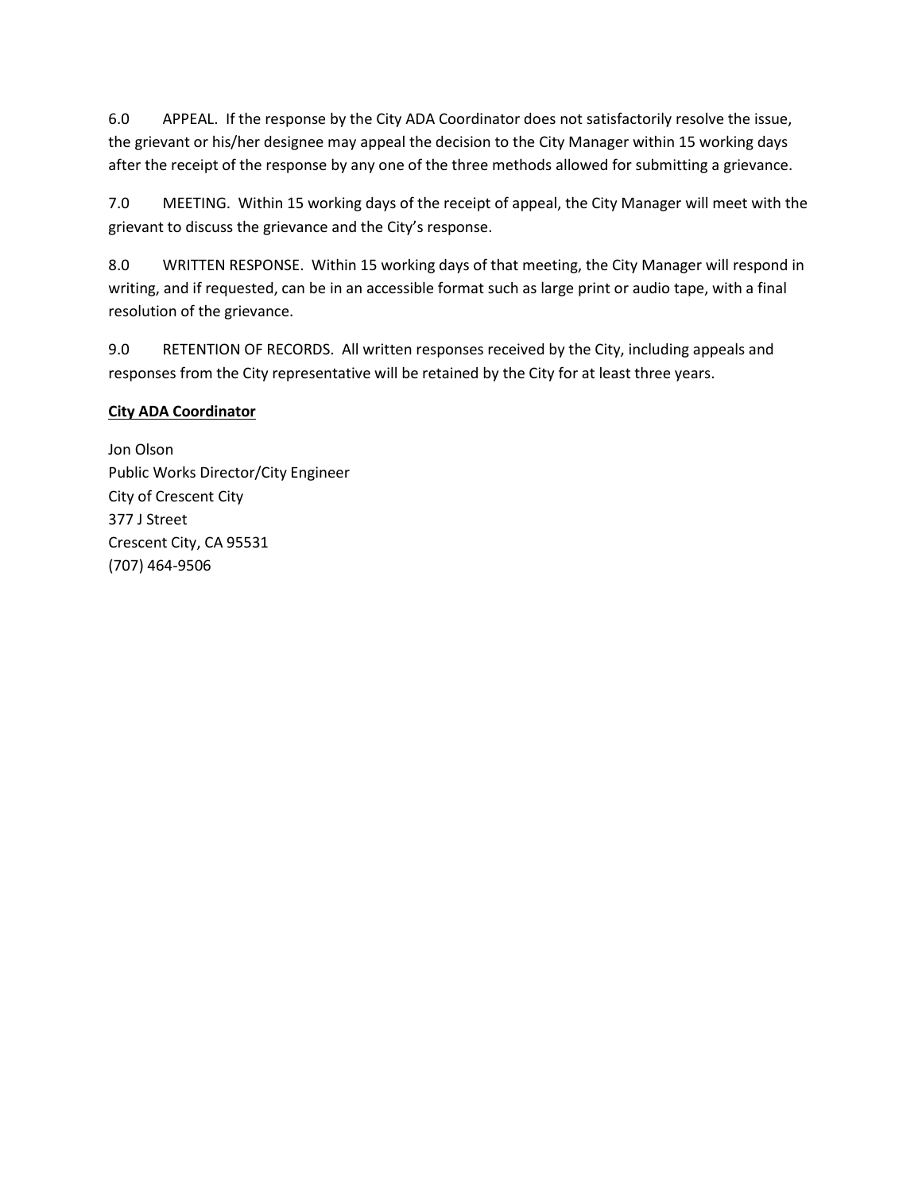6.0 APPEAL. If the response by the City ADA Coordinator does not satisfactorily resolve the issue, the grievant or his/her designee may appeal the decision to the City Manager within 15 working days after the receipt of the response by any one of the three methods allowed for submitting a grievance.

7.0 MEETING. Within 15 working days of the receipt of appeal, the City Manager will meet with the grievant to discuss the grievance and the City's response.

8.0 WRITTEN RESPONSE. Within 15 working days of that meeting, the City Manager will respond in writing, and if requested, can be in an accessible format such as large print or audio tape, with a final resolution of the grievance.

9.0 RETENTION OF RECORDS. All written responses received by the City, including appeals and responses from the City representative will be retained by the City for at least three years.

**City ADA Coordinator**

Jon Olson
Public Works Director/City Engineer
City of Crescent City
377 J Street
Crescent City, CA 95531
(707) 464-9506